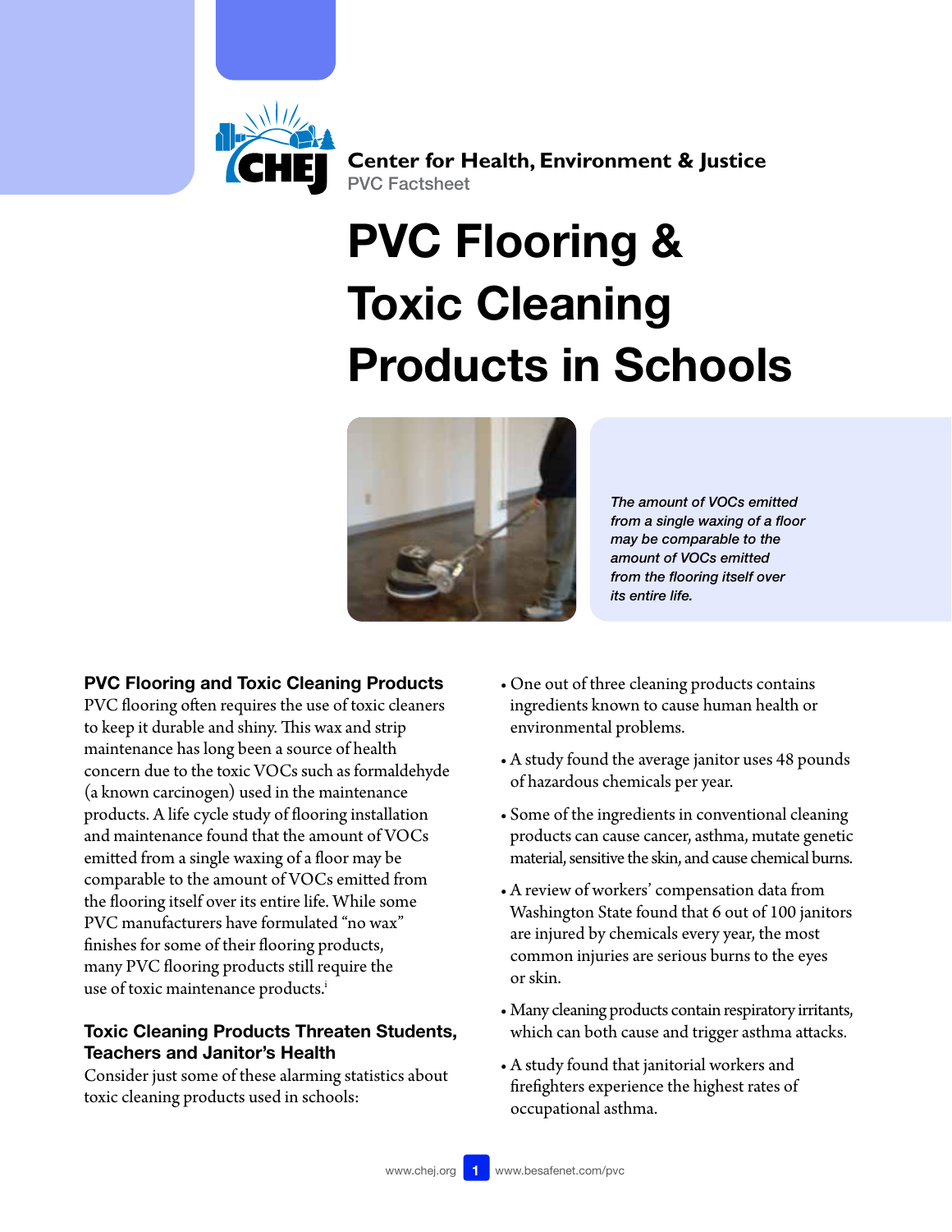**Center for Health, Environment & Justice**
PVC Factsheet

# PVC Flooring & Toxic Cleaning Products in Schools

*The amount of VOCs emitted from a single waxing of a floor may be comparable to the amount of VOCs emitted from the flooring itself over its entire life.*

## PVC Flooring and Toxic Cleaning Products

PVC flooring often requires the use of toxic cleaners to keep it durable and shiny. This wax and strip maintenance has long been a source of health concern due to the toxic VOCs such as formaldehyde (a known carcinogen) used in the maintenance products. A life cycle study of flooring installation and maintenance found that the amount of VOCs emitted from a single waxing of a floor may be comparable to the amount of VOCs emitted from the flooring itself over its entire life. While some PVC manufacturers have formulated "no wax" finishes for some of their flooring products, many PVC flooring products still require the use of toxic maintenance products.[i]

## Toxic Cleaning Products Threaten Students, Teachers and Janitor's Health

Consider just some of these alarming statistics about toxic cleaning products used in schools:

- One out of three cleaning products contains ingredients known to cause human health or environmental problems.
- A study found the average janitor uses 48 pounds of hazardous chemicals per year.
- Some of the ingredients in conventional cleaning products can cause cancer, asthma, mutate genetic material, sensitive the skin, and cause chemical burns.
- A review of workers' compensation data from Washington State found that 6 out of 100 janitors are injured by chemicals every year, the most common injuries are serious burns to the eyes or skin.
- Many cleaning products contain respiratory irritants, which can both cause and trigger asthma attacks.
- A study found that janitorial workers and firefighters experience the highest rates of occupational asthma.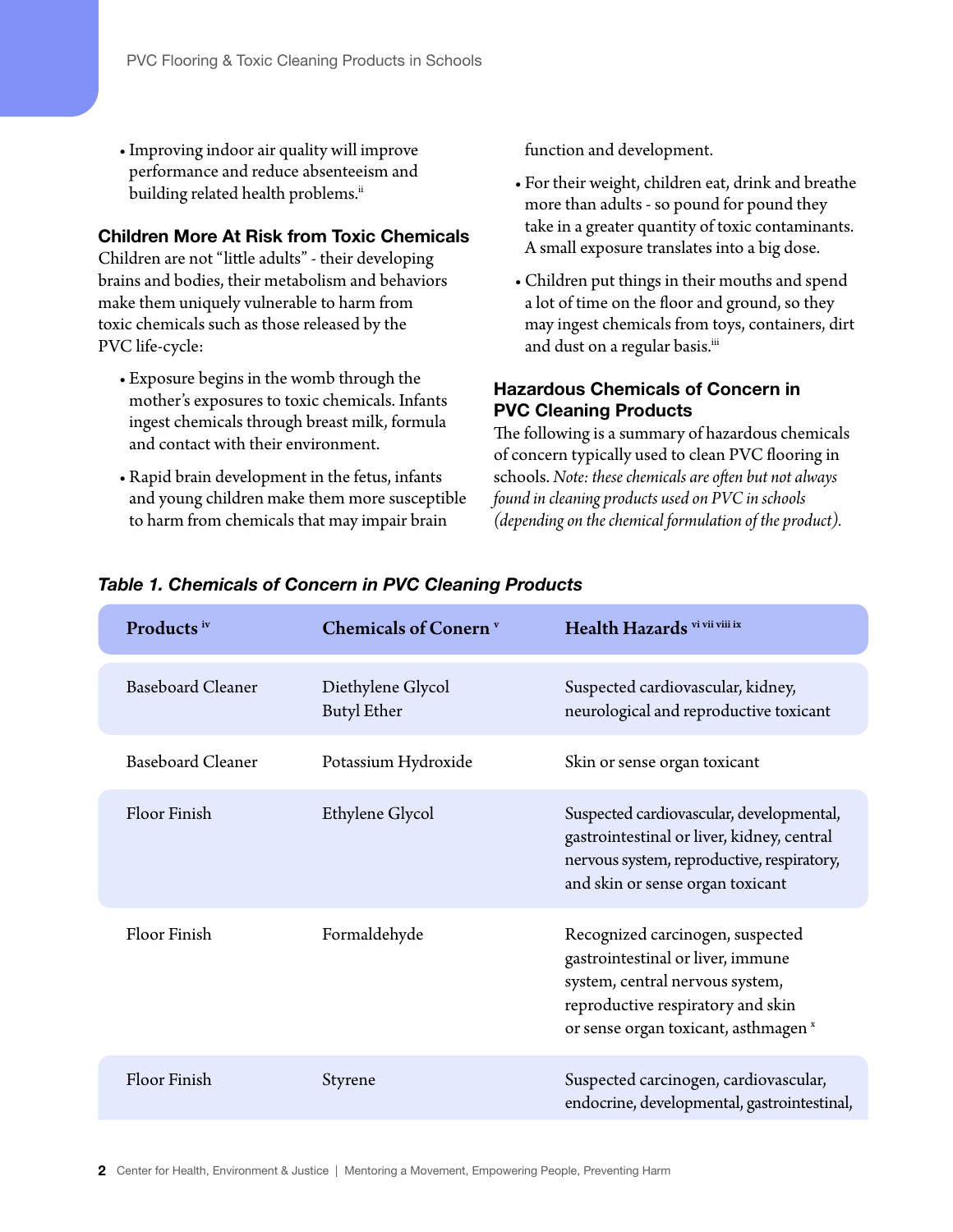- Improving indoor air quality will improve performance and reduce absenteeism and building related health problems.[ii]

### Children More At Risk from Toxic Chemicals

Children are not "little adults" - their developing brains and bodies, their metabolism and behaviors make them uniquely vulnerable to harm from toxic chemicals such as those released by the PVC life-cycle:

- Exposure begins in the womb through the mother's exposures to toxic chemicals. Infants ingest chemicals through breast milk, formula and contact with their environment.
- Rapid brain development in the fetus, infants and young children make them more susceptible to harm from chemicals that may impair brain function and development.
- For their weight, children eat, drink and breathe more than adults - so pound for pound they take in a greater quantity of toxic contaminants. A small exposure translates into a big dose.
- Children put things in their mouths and spend a lot of time on the floor and ground, so they may ingest chemicals from toys, containers, dirt and dust on a regular basis.[iii]

### Hazardous Chemicals of Concern in PVC Cleaning Products

The following is a summary of hazardous chemicals of concern typically used to clean PVC flooring in schools. *Note: these chemicals are often but not always found in cleaning products used on PVC in schools (depending on the chemical formulation of the product).*

***Table 1. Chemicals of Concern in PVC Cleaning Products***

| Products [iv] | Chemicals of Conern [v] | Health Hazards [vi vii viii ix] |
|---|---|---|
| Baseboard Cleaner | Diethylene Glycol Butyl Ether | Suspected cardiovascular, kidney, neurological and reproductive toxicant |
| Baseboard Cleaner | Potassium Hydroxide | Skin or sense organ toxicant |
| Floor Finish | Ethylene Glycol | Suspected cardiovascular, developmental, gastrointestinal or liver, kidney, central nervous system, reproductive, respiratory, and skin or sense organ toxicant |
| Floor Finish | Formaldehyde | Recognized carcinogen, suspected gastrointestinal or liver, immune system, central nervous system, reproductive respiratory and skin or sense organ toxicant, asthmagen [x] |
| Floor Finish | Styrene | Suspected carcinogen, cardiovascular, endocrine, developmental, gastrointestinal, |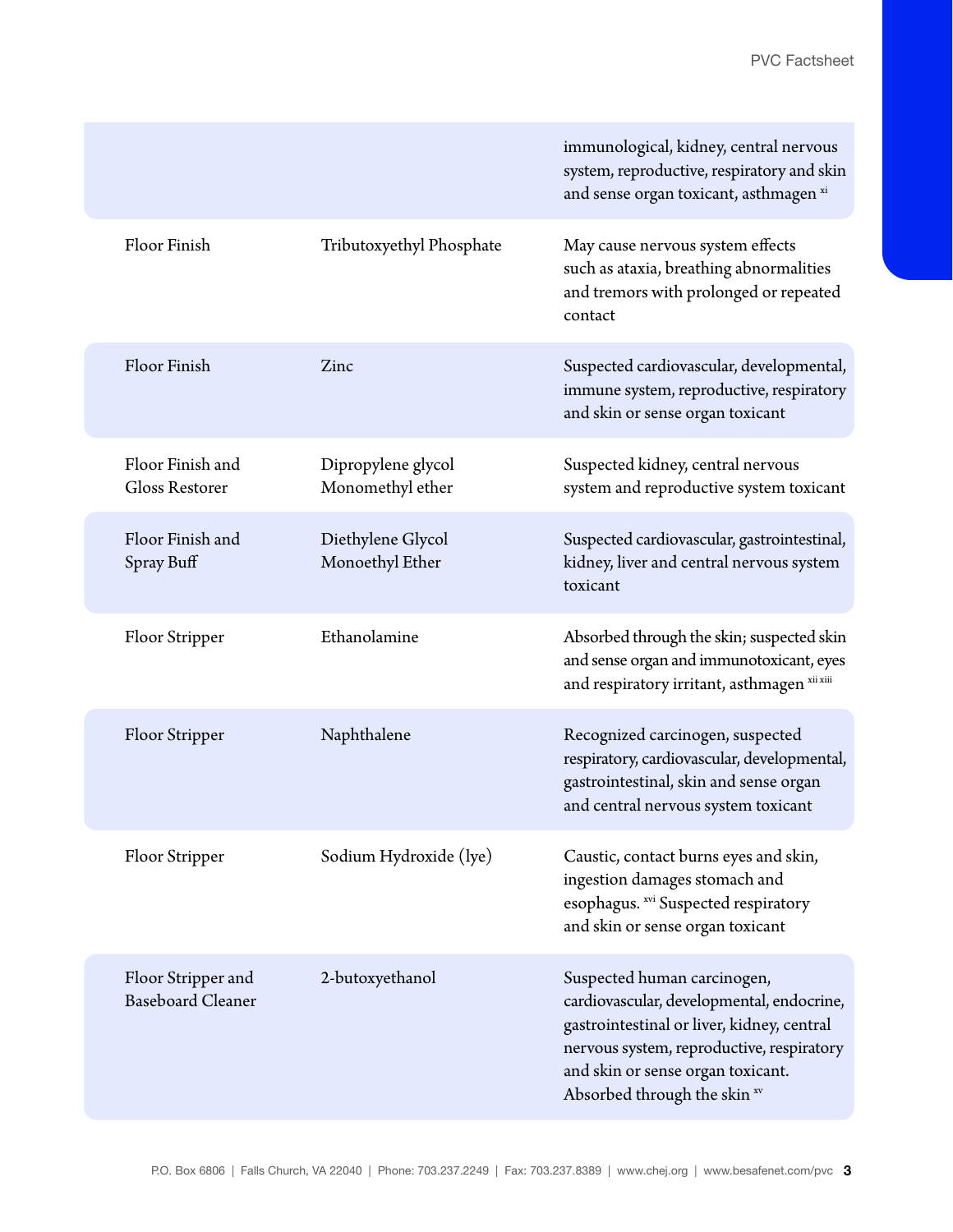| | | |
|---|---|---|
| | | immunological, kidney, central nervous system, reproductive, respiratory and skin and sense organ toxicant, asthmagen [xi] |
| Floor Finish | Tributoxyethyl Phosphate | May cause nervous system effects such as ataxia, breathing abnormalities and tremors with prolonged or repeated contact |
| Floor Finish | Zinc | Suspected cardiovascular, developmental, immune system, reproductive, respiratory and skin or sense organ toxicant |
| Floor Finish and Gloss Restorer | Dipropylene glycol Monomethyl ether | Suspected kidney, central nervous system and reproductive system toxicant |
| Floor Finish and Spray Buff | Diethylene Glycol Monoethyl Ether | Suspected cardiovascular, gastrointestinal, kidney, liver and central nervous system toxicant |
| Floor Stripper | Ethanolamine | Absorbed through the skin; suspected skin and sense organ and immunotoxicant, eyes and respiratory irritant, asthmagen [xii xiii] |
| Floor Stripper | Naphthalene | Recognized carcinogen, suspected respiratory, cardiovascular, developmental, gastrointestinal, skin and sense organ and central nervous system toxicant |
| Floor Stripper | Sodium Hydroxide (lye) | Caustic, contact burns eyes and skin, ingestion damages stomach and esophagus. [xvi] Suspected respiratory and skin or sense organ toxicant |
| Floor Stripper and Baseboard Cleaner | 2-butoxyethanol | Suspected human carcinogen, cardiovascular, developmental, endocrine, gastrointestinal or liver, kidney, central nervous system, reproductive, respiratory and skin or sense organ toxicant. Absorbed through the skin [xv] |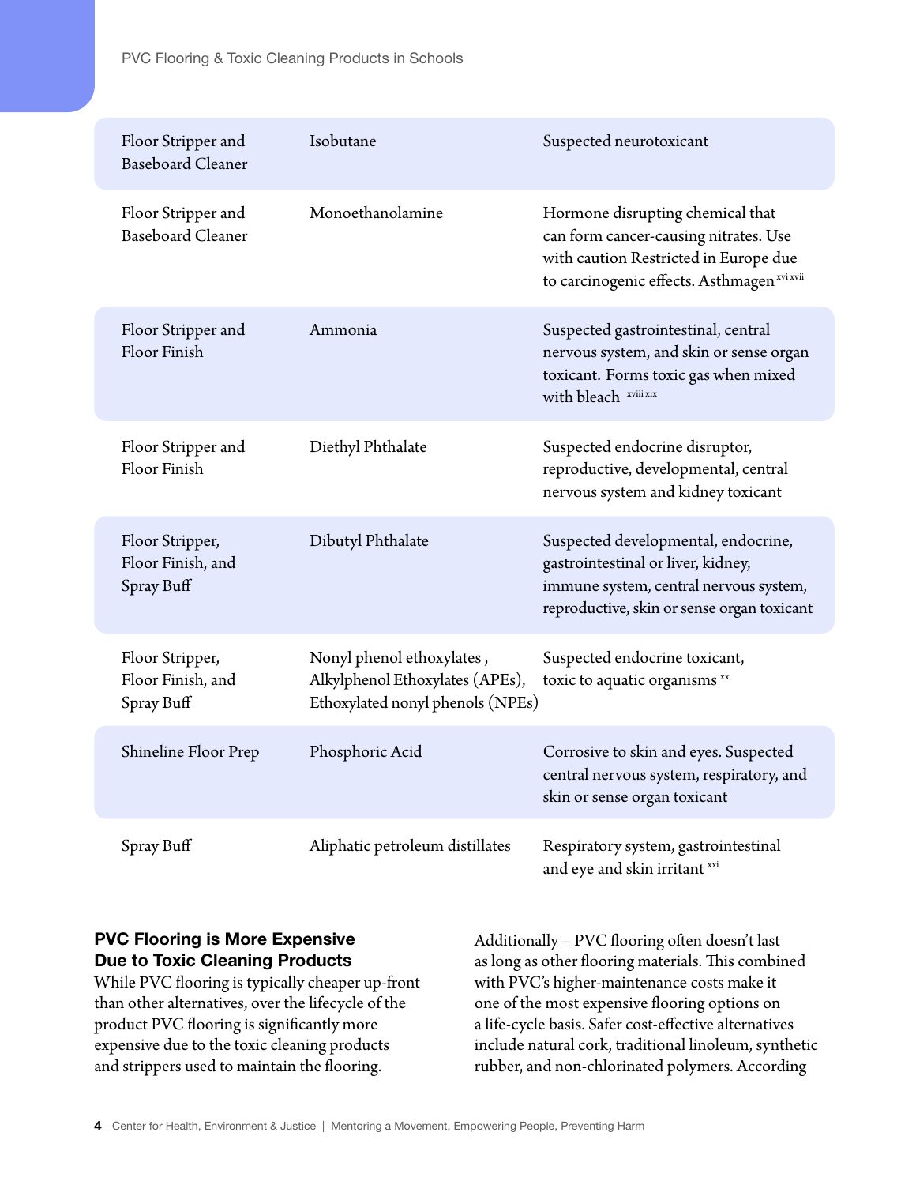| | | |
|---|---|---|
| Floor Stripper and Baseboard Cleaner | Isobutane | Suspected neurotoxicant |
| Floor Stripper and Baseboard Cleaner | Monoethanolamine | Hormone disrupting chemical that can form cancer-causing nitrates. Use with caution Restricted in Europe due to carcinogenic effects. Asthmagen [xvi xvii] |
| Floor Stripper and Floor Finish | Ammonia | Suspected gastrointestinal, central nervous system, and skin or sense organ toxicant. Forms toxic gas when mixed with bleach [xviii xix] |
| Floor Stripper and Floor Finish | Diethyl Phthalate | Suspected endocrine disruptor, reproductive, developmental, central nervous system and kidney toxicant |
| Floor Stripper, Floor Finish, and Spray Buff | Dibutyl Phthalate | Suspected developmental, endocrine, gastrointestinal or liver, kidney, immune system, central nervous system, reproductive, skin or sense organ toxicant |
| Floor Stripper, Floor Finish, and Spray Buff | Nonyl phenol ethoxylates , Alkylphenol Ethoxylates (APEs), Ethoxylated nonyl phenols (NPEs) | Suspected endocrine toxicant, toxic to aquatic organisms [xx] |
| Shineline Floor Prep | Phosphoric Acid | Corrosive to skin and eyes. Suspected central nervous system, respiratory, and skin or sense organ toxicant |
| Spray Buff | Aliphatic petroleum distillates | Respiratory system, gastrointestinal and eye and skin irritant [xxi] |

**PVC Flooring is More Expensive Due to Toxic Cleaning Products**

While PVC flooring is typically cheaper up-front than other alternatives, over the lifecycle of the product PVC flooring is significantly more expensive due to the toxic cleaning products and strippers used to maintain the flooring.

Additionally – PVC flooring often doesn't last as long as other flooring materials. This combined with PVC's higher-maintenance costs make it one of the most expensive flooring options on a life-cycle basis. Safer cost-effective alternatives include natural cork, traditional linoleum, synthetic rubber, and non-chlorinated polymers. According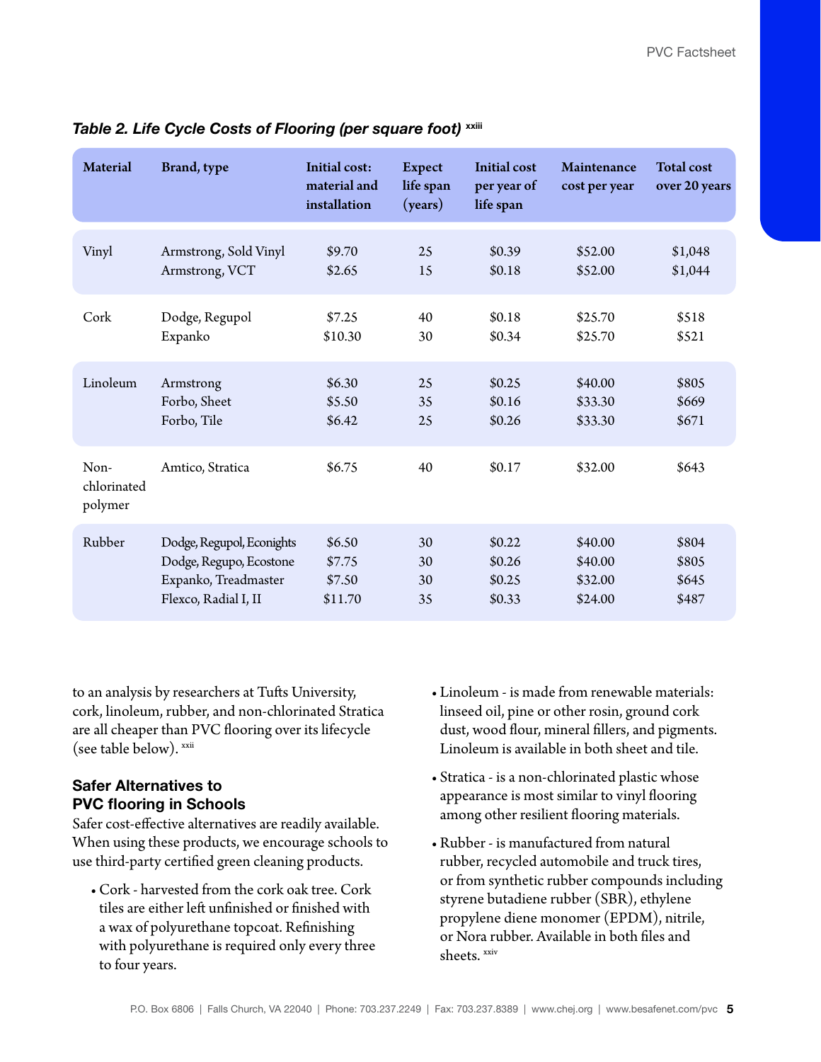*Table 2. Life Cycle Costs of Flooring (per square foot)* [xxiii]

| Material | Brand, type | Initial cost: material and installation | Expect life span (years) | Initial cost per year of life span | Maintenance cost per year | Total cost over 20 years |
|---|---|---|---|---|---|---|
| Vinyl | Armstrong, Sold Vinyl | $9.70 | 25 | $0.39 | $52.00 | $1,048 |
| | Armstrong, VCT | $2.65 | 15 | $0.18 | $52.00 | $1,044 |
| Cork | Dodge, Regupol | $7.25 | 40 | $0.18 | $25.70 | $518 |
| | Expanko | $10.30 | 30 | $0.34 | $25.70 | $521 |
| Linoleum | Armstrong | $6.30 | 25 | $0.25 | $40.00 | $805 |
| | Forbo, Sheet | $5.50 | 35 | $0.16 | $33.30 | $669 |
| | Forbo, Tile | $6.42 | 25 | $0.26 | $33.30 | $671 |
| Non-chlorinated polymer | Amtico, Stratica | $6.75 | 40 | $0.17 | $32.00 | $643 |
| Rubber | Dodge, Regupol, Econights | $6.50 | 30 | $0.22 | $40.00 | $804 |
| | Dodge, Regupo, Ecostone | $7.75 | 30 | $0.26 | $40.00 | $805 |
| | Expanko, Treadmaster | $7.50 | 30 | $0.25 | $32.00 | $645 |
| | Flexco, Radial I, II | $11.70 | 35 | $0.33 | $24.00 | $487 |

to an analysis by researchers at Tufts University, cork, linoleum, rubber, and non-chlorinated Stratica are all cheaper than PVC flooring over its lifecycle (see table below). [xxii]

## Safer Alternatives to PVC flooring in Schools

Safer cost-effective alternatives are readily available. When using these products, we encourage schools to use third-party certified green cleaning products.

- Cork - harvested from the cork oak tree. Cork tiles are either left unfinished or finished with a wax of polyurethane topcoat. Refinishing with polyurethane is required only every three to four years.
- Linoleum - is made from renewable materials: linseed oil, pine or other rosin, ground cork dust, wood flour, mineral fillers, and pigments. Linoleum is available in both sheet and tile.
- Stratica - is a non-chlorinated plastic whose appearance is most similar to vinyl flooring among other resilient flooring materials.
- Rubber - is manufactured from natural rubber, recycled automobile and truck tires, or from synthetic rubber compounds including styrene butadiene rubber (SBR), ethylene propylene diene monomer (EPDM), nitrile, or Nora rubber. Available in both files and sheets. [xxiv]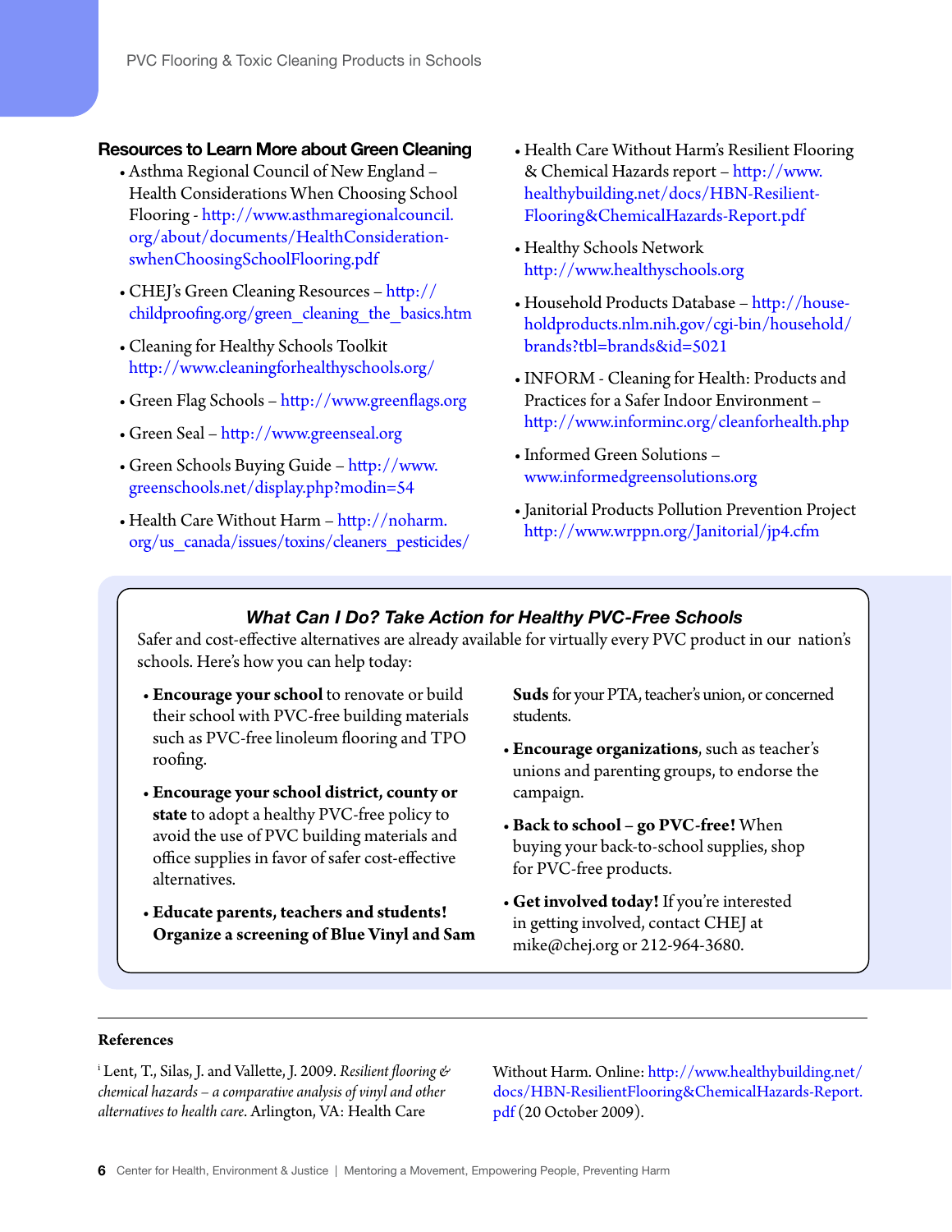## Resources to Learn More about Green Cleaning

- Asthma Regional Council of New England – Health Considerations When Choosing School Flooring - http://www.asthmaregionalcouncil.org/about/documents/HealthConsiderationswhenChoosingSchoolFlooring.pdf
- CHEJ's Green Cleaning Resources – http://childproofing.org/green_cleaning_the_basics.htm
- Cleaning for Healthy Schools Toolkit http://www.cleaningforhealthyschools.org/
- Green Flag Schools – http://www.greenflags.org
- Green Seal – http://www.greenseal.org
- Green Schools Buying Guide – http://www.greenschools.net/display.php?modin=54
- Health Care Without Harm – http://noharm.org/us_canada/issues/toxins/cleaners_pesticides/
- Health Care Without Harm's Resilient Flooring & Chemical Hazards report – http://www.healthybuilding.net/docs/HBN-Resilient-Flooring&ChemicalHazards-Report.pdf
- Healthy Schools Network http://www.healthyschools.org
- Household Products Database – http://householdproducts.nlm.nih.gov/cgi-bin/household/brands?tbl=brands&id=5021
- INFORM - Cleaning for Health: Products and Practices for a Safer Indoor Environment – http://www.informinc.org/cleanforhealth.php
- Informed Green Solutions – www.informedgreensolutions.org
- Janitorial Products Pollution Prevention Project http://www.wrppn.org/Janitorial/jp4.cfm

### *What Can I Do? Take Action for Healthy PVC-Free Schools*

Safer and cost-effective alternatives are already available for virtually every PVC product in our nation's schools. Here's how you can help today:

- **Encourage your school** to renovate or build their school with PVC-free building materials such as PVC-free linoleum flooring and TPO roofing.
- **Encourage your school district, county or state** to adopt a healthy PVC-free policy to avoid the use of PVC building materials and office supplies in favor of safer cost-effective alternatives.
- **Educate parents, teachers and students! Organize a screening of Blue Vinyl and Sam Suds** for your PTA, teacher's union, or concerned students.
- **Encourage organizations**, such as teacher's unions and parenting groups, to endorse the campaign.
- **Back to school – go PVC-free!** When buying your back-to-school supplies, shop for PVC-free products.
- **Get involved today!** If you're interested in getting involved, contact CHEJ at mike@chej.org or 212-964-3680.

---

**References**

[i] Lent, T., Silas, J. and Vallette, J. 2009. *Resilient flooring & chemical hazards – a comparative analysis of vinyl and other alternatives to health care*. Arlington, VA: Health Care Without Harm. Online: http://www.healthybuilding.net/docs/HBN-ResilientFlooring&ChemicalHazards-Report.pdf (20 October 2009).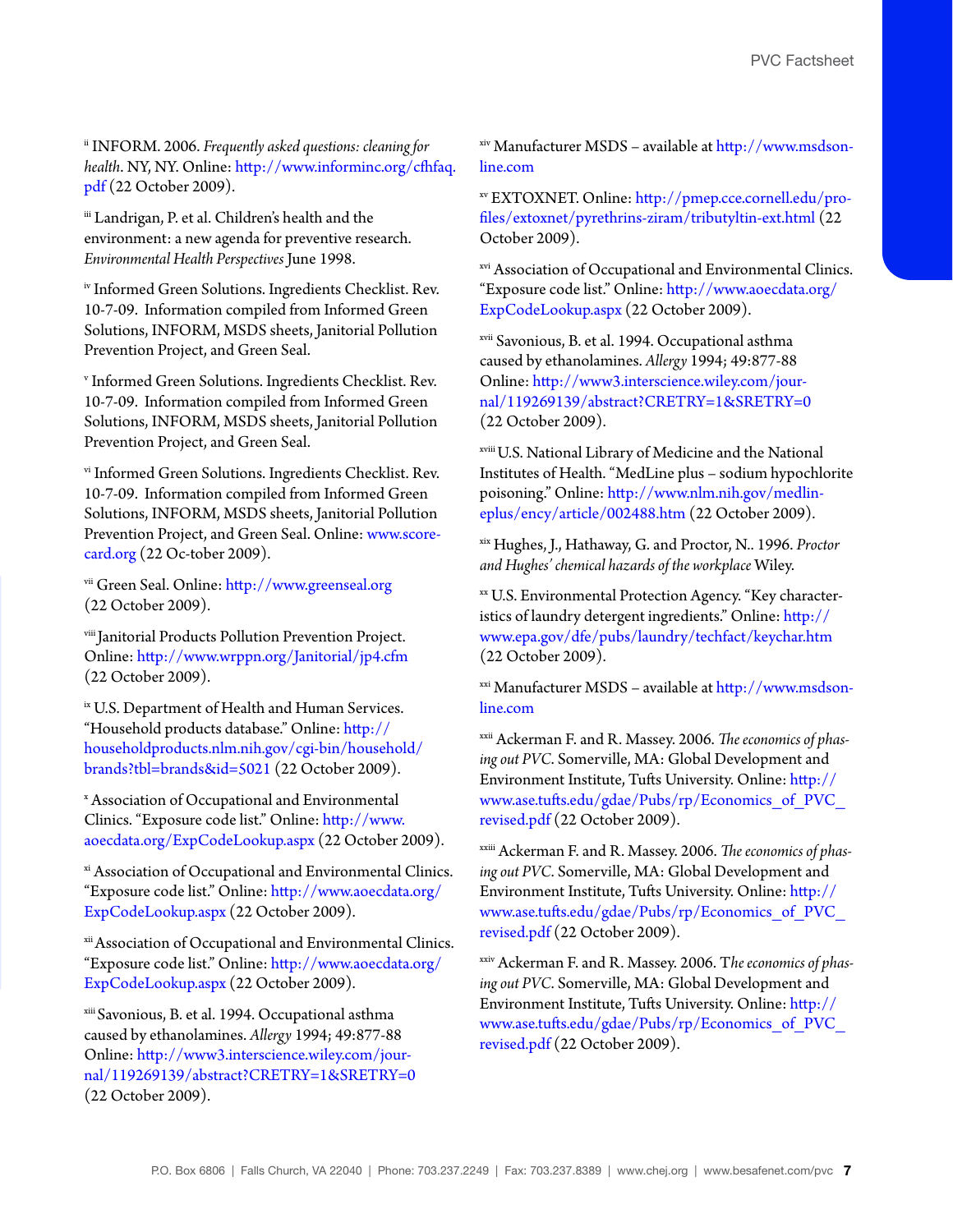[ii] INFORM. 2006. *Frequently asked questions: cleaning for health*. NY, NY. Online: http://www.informinc.org/cfhfaq.pdf (22 October 2009).

[iii] Landrigan, P. et al. Children's health and the environment: a new agenda for preventive research. *Environmental Health Perspectives* June 1998.

[iv] Informed Green Solutions. Ingredients Checklist. Rev. 10-7-09. Information compiled from Informed Green Solutions, INFORM, MSDS sheets, Janitorial Pollution Prevention Project, and Green Seal.

[v] Informed Green Solutions. Ingredients Checklist. Rev. 10-7-09. Information compiled from Informed Green Solutions, INFORM, MSDS sheets, Janitorial Pollution Prevention Project, and Green Seal.

[vi] Informed Green Solutions. Ingredients Checklist. Rev. 10-7-09. Information compiled from Informed Green Solutions, INFORM, MSDS sheets, Janitorial Pollution Prevention Project, and Green Seal. Online: www.scorecard.org (22 Oc-tober 2009).

[vii] Green Seal. Online: http://www.greenseal.org (22 October 2009).

[viii] Janitorial Products Pollution Prevention Project. Online: http://www.wrppn.org/Janitorial/jp4.cfm (22 October 2009).

[ix] U.S. Department of Health and Human Services. "Household products database." Online: http://householdproducts.nlm.nih.gov/cgi-bin/household/brands?tbl=brands&id=5021 (22 October 2009).

[x] Association of Occupational and Environmental Clinics. "Exposure code list." Online: http://www.aoecdata.org/ExpCodeLookup.aspx (22 October 2009).

[xi] Association of Occupational and Environmental Clinics. "Exposure code list." Online: http://www.aoecdata.org/ExpCodeLookup.aspx (22 October 2009).

[xii] Association of Occupational and Environmental Clinics. "Exposure code list." Online: http://www.aoecdata.org/ExpCodeLookup.aspx (22 October 2009).

[xiii] Savonious, B. et al. 1994. Occupational asthma caused by ethanolamines. *Allergy* 1994; 49:877-88 Online: http://www3.interscience.wiley.com/journal/119269139/abstract?CRETRY=1&SRETRY=0 (22 October 2009).

[xiv] Manufacturer MSDS – available at http://www.msdsonline.com

[xv] EXTOXNET. Online: http://pmep.cce.cornell.edu/profiles/extoxnet/pyrethrins-ziram/tributyltin-ext.html (22 October 2009).

[xvi] Association of Occupational and Environmental Clinics. "Exposure code list." Online: http://www.aoecdata.org/ExpCodeLookup.aspx (22 October 2009).

[xvii] Savonious, B. et al. 1994. Occupational asthma caused by ethanolamines. *Allergy* 1994; 49:877-88 Online: http://www3.interscience.wiley.com/journal/119269139/abstract?CRETRY=1&SRETRY=0 (22 October 2009).

[xviii] U.S. National Library of Medicine and the National Institutes of Health. "MedLine plus – sodium hypochlorite poisoning." Online: http://www.nlm.nih.gov/medlineplus/ency/article/002488.htm (22 October 2009).

[xix] Hughes, J., Hathaway, G. and Proctor, N.. 1996. *Proctor and Hughes' chemical hazards of the workplace* Wiley.

[xx] U.S. Environmental Protection Agency. "Key characteristics of laundry detergent ingredients." Online: http://www.epa.gov/dfe/pubs/laundry/techfact/keychar.htm (22 October 2009).

[xxi] Manufacturer MSDS – available at http://www.msdsonline.com

[xxii] Ackerman F. and R. Massey. 2006. *The economics of phasing out PVC*. Somerville, MA: Global Development and Environment Institute, Tufts University. Online: http://www.ase.tufts.edu/gdae/Pubs/rp/Economics_of_PVC_revised.pdf (22 October 2009).

[xxiii] Ackerman F. and R. Massey. 2006. *The economics of phasing out PVC*. Somerville, MA: Global Development and Environment Institute, Tufts University. Online: http://www.ase.tufts.edu/gdae/Pubs/rp/Economics_of_PVC_revised.pdf (22 October 2009).

[xxiv] Ackerman F. and R. Massey. 2006. T*he economics of phasing out PVC*. Somerville, MA: Global Development and Environment Institute, Tufts University. Online: http://www.ase.tufts.edu/gdae/Pubs/rp/Economics_of_PVC_revised.pdf (22 October 2009).